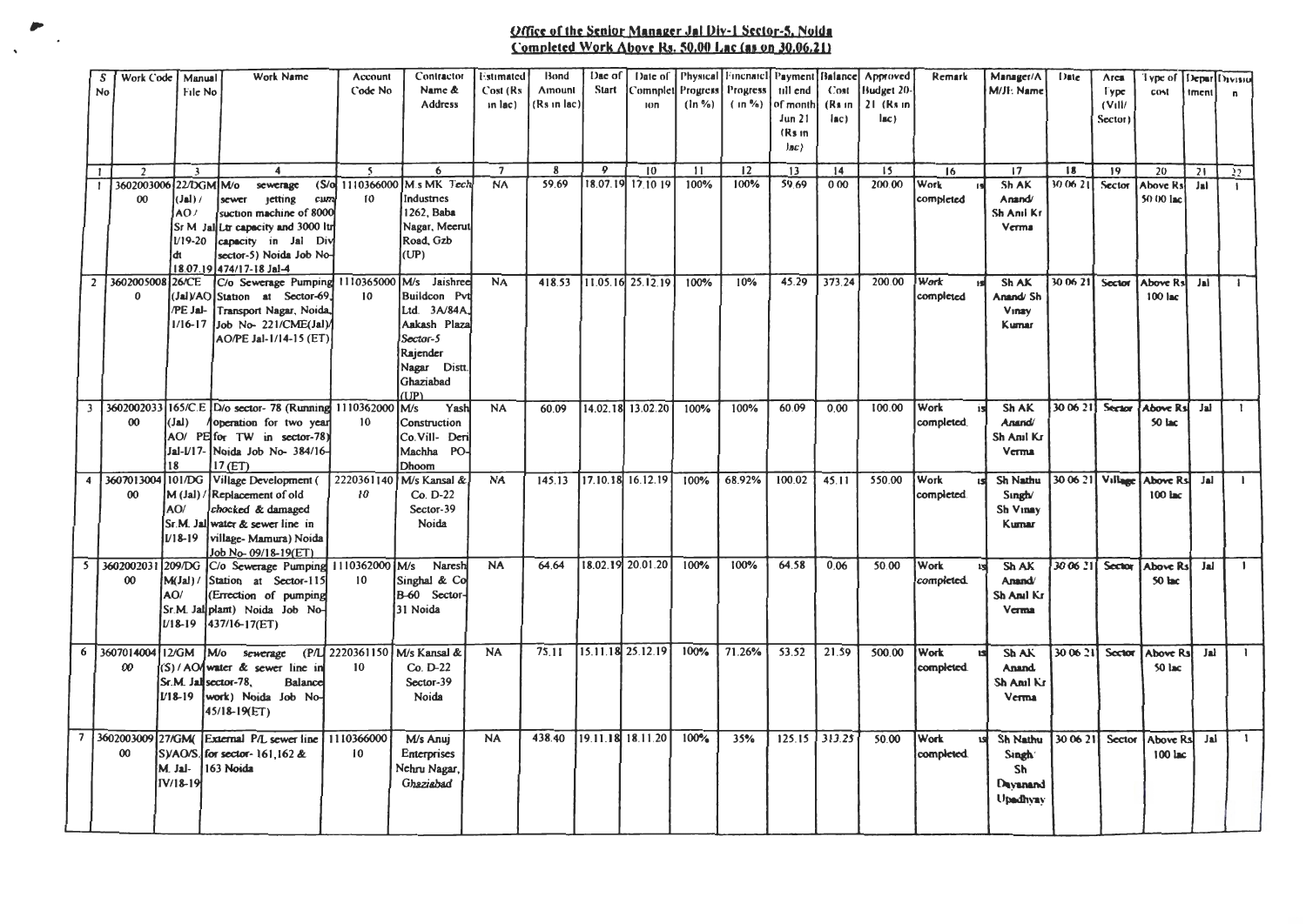**Office of the Senior Manager Jal Div-1 Sector-5, Noida**
**Completed Work Above Rs. 50.00 Lac (as on 30.06.21)**

| S No | Work Code | Manual File No | Work Name | Account Code No | Contractor Name & Address | Estimated Cost (Rs in lac) | Bond Amount (Rs in lac) | Dae of Start | Date of Comnpletion | Physical Progress (In %) | Fincnaicl Progress (in %) | Payment till end of month Jun 21 (Rs in lac) | Balance Cost (Rs in lac) | Approved Budget 20-21 (Rs in lac) | Remark | Manager/AM/JE Name | Date | Area Type (Vill/Sector) | Type of cost | Department | Division |
|---|---|---|---|---|---|---|---|---|---|---|---|---|---|---|---|---|---|---|---|---|---|
| 1 | 2 | 3 | 4 | 5 | 6 | 7 | 8 | 9 | 10 | 11 | 12 | 13 | 14 | 15 | 16 | 17 | 18 | 19 | 20 | 21 | 22 |
| 1 | 360200300600 | 22/DGM (Jal) / AO / Sr M Jal I/19-20 dt 18.07.19 | M/o sewerage (S/o sewer jetting cum suction machine of 8000 Ltr capacity and 3000 ltr capacity in Jal Div sector-5) Noida Job No- 474/17-18 Jal-4 | 111036600010 | M.s MK Tech Industries 1262, Baba Nagar, Meerut Road, Gzb (UP) | NA | 59.69 | 18.07.19 | 17.10.19 | 100% | 100% | 59.69 | 0.00 | 200.00 | Work is completed | Sh AK Anand/ Sh Anil Kr Verma | 30.06.21 | Sector | Above Rs 50.00 lac | Jal | 1 |
| 2 | 36020050080 | 26/CE (Jal)/AO/PE Jal-1/16-17 | C/o Sewerage Pumping Station at Sector-69, Transport Nagar, Noida, Job No- 221/CME(Jal)/AO/PE Jal-1/14-15 (ET) | 111036500010 | M/s Jaishree Buildcon Pvt Ltd. 3A/84A, Aakash Plaza Sector-5 Rajender Nagar Distt. Ghaziabad (UP) | NA | 418.53 | 11.05.16 | 25.12.19 | 100% | 10% | 45.29 | 373.24 | 200.00 | Work is completed | Sh AK Anand/ Sh Vinay Kumar | 30.06.21 | Sector | Above Rs 100 lac | Jal | 1 |
| 3 | 360200203300 | 165/C.E (Jal) /AO/ PE Jal-I/17-18 | D/o sector- 78 (Running /operation for two year for TW in sector-78) Noida Job No- 384/16-17 (ET) | 111036200010 | M/s Yash Construction Co.Vill- Deri Machha PO- Dhoom | NA | 60.09 | 14.02.18 | 13.02.20 | 100% | 100% | 60.09 | 0.00 | 100.00 | Work is completed. | Sh AK Anand/ Sh Anil Kr Verma | 30.06.21 | Sector | Above Rs 50 lac | Jal | 1 |
| 4 | 360701300400 | 101/DGM (Jal) / AO/ Sr.M. Jal I/18-19 | Village Development ( Replacement of old chocked & damaged water & sewer line in village- Mamura) Noida Job No- 09/18-19(ET) | 222036114010 | M/s Kansal & Co. D-22 Sector-39 Noida | NA | 145.13 | 17.10.18 | 16.12.19 | 100% | 68.92% | 100.02 | 45.11 | 550.00 | Work is completed | Sh Nathu Singh/ Sh Vinay Kumar | 30.06.21 | Village | Above Rs 100 lac | Jal | 1 |
| 5 | 360200203100 | 209/DGM(Jal) / AO/ Sr.M. Jal I/18-19 | C/o Sewerage Pumping Station at Sector-115 (Erection of pumping plant) Noida Job No- 437/16-17(ET) | 111036200010 | M/s Naresh Singhal & Co B-60 Sector-31 Noida | NA | 64.64 | 18.02.19 | 20.01.20 | 100% | 100% | 64.58 | 0.06 | 50.00 | Work is completed. | Sh AK Anand/ Sh Anil Kr Verma | 30.06.21 | Sector | Above Rs 50 lac | Jal | 1 |
| 6 | 360701400400 | 12/GM (S) / AO/ Sr.M. Jal I/18-19 | M/o sewerage (P/L water & sewer line in sector-78, Balance work) Noida Job No- 45/18-19(ET) | 222036115010 | M/s Kansal & Co. D-22 Sector-39 Noida | NA | 75.11 | 15.11.18 | 25.12.19 | 100% | 71.26% | 53.52 | 21.59 | 500.00 | Work is completed | Sh AK Anand/ Sh Anil Kr Verma | 30.06.21 | Sector | Above Rs 50 lac | Jal | 1 |
| 7 | 360200300900 | 27/GM(S)/AO/S.M. Jal-IV/18-19 | External P/L sewer line for sector- 161,162 & 163 Noida | 111036600010 | M/s Anuj Enterprises Nehru Nagar, Ghaziabad | NA | 438.40 | 19.11.18 | 18.11.20 | 100% | 35% | 125.15 | 313.25 | 50.00 | Work is completed | Sh Nathu Singh/ Sh Dayanand Upadhyay | 30.06.21 | Sector | Above Rs 100 lac | Jal | 1 |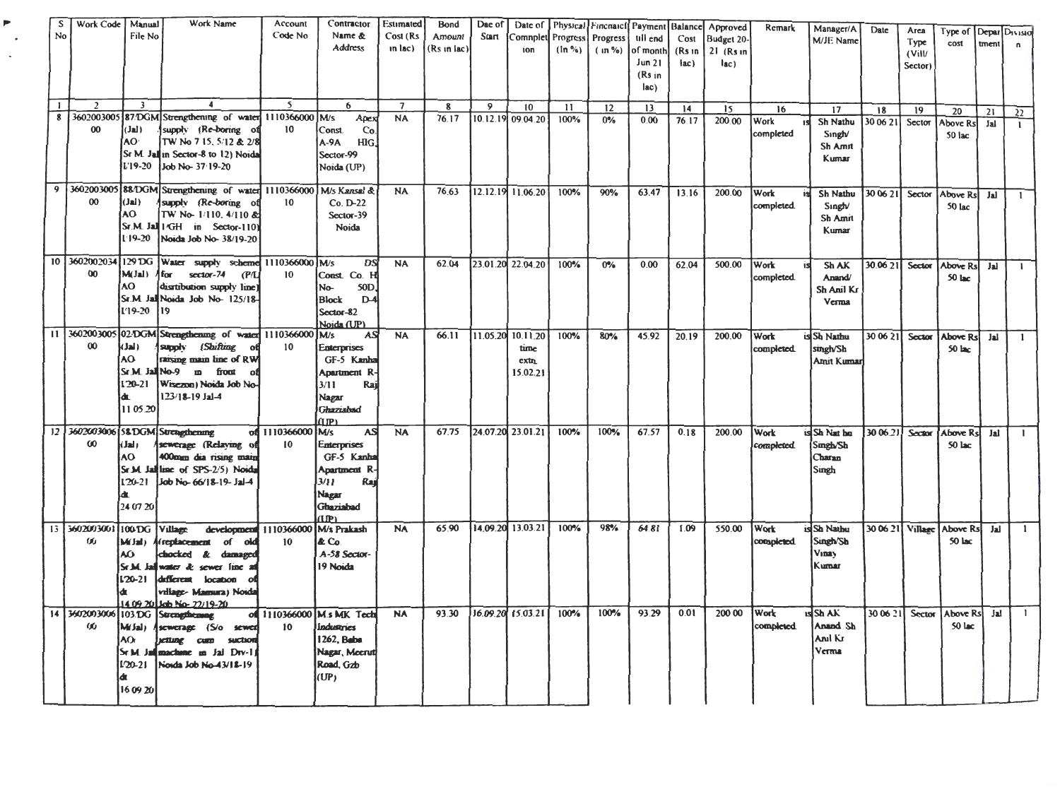| S No | Work Code | Manual File No | Work Name | Account Code No | Contractor Name & Address | Estimated Cost (Rs in lac) | Bond Amount (Rs in lac) | Dae of Start | Date of Comnpletion | Physical Progress (In %) | Fincnaicl Progress (in %) | Payment till end of month Jun 21 (Rs in lac) | Balance Cost (Rs in lac) | Approved Budget 20-21 (Rs in lac) | Remark | Manager/AM/JE Name | Date | Area Type (Vill/Sector) | Type of cost | Department | Division |
|---|---|---|---|---|---|---|---|---|---|---|---|---|---|---|---|---|---|---|---|---|---|
| 1 | 2 | 3 | 4 | 5 | 6 | 7 | 8 | 9 | 10 | 11 | 12 | 13 | 14 | 15 | 16 | 17 | 18 | 19 | 20 | 21 | 22 |
| 8 | 360200300500 | 87/DGM (Jal) AO/ Sr M. Jal/ 19-20 | Strengthening of water supply (Re-boring of TW No 7/15, 5/12 & 2/8 in Sector-8 to 12) Noida Job No- 37/19-20 | 111036600010 | M/s Apex Const. Co. A-9A HIG, Sector-99 Noida (UP) | NA | 76.17 | 10.12.19 | 09.04.20 | 100% | 0% | 0.00 | 76.17 | 200.00 | Work is completed | Sh Nathu Singh/ Sh Amit Kumar | 30 06 21 | Sector | Above Rs 50 lac | Jal | 1 |
| 9 | 360200300500 | 88/DGM (Jal) AO/ Sr.M. Jal/ 19-20 | Strengthening of water supply (Re-boring of TW No- 1/110, 4/110 & 1/GH in Sector-110) Noida Job No- 38/19-20 | 111036600010 | M/s Kansal & Co. D-22 Sector-39 Noida | NA | 76.63 | 12.12.19 | 11.06.20 | 100% | 90% | 63.47 | 13.16 | 200.00 | Work is completed. | Sh Nathu Singh/ Sh Amit Kumar | 30 06 21 | Sector | Above Rs 50 lac | Jal | 1 |
| 10 | 360200203400 | 129/DGM(Jal) /AO/ Sr.M. Jal/ 19-20 | Water supply scheme for sector-74 (P/L distribution supply line) Noida Job No- 125/18-19 | 111036600010 | M/s DS Const. Co. H No- 50D, Block D-4 Sector-82 Noida (UP) | NA | 62.04 | 23.01.20 | 22.04.20 | 100% | 0% | 0.00 | 62.04 | 500.00 | Work is completed. | Sh AK Anand/ Sh Anil Kr Verma | 30.06 21 | Sector | Above Rs 50 lac | Jal | 1 |
| 11 | 360200300500 | 02/DGM (Jal) AO/ Sr M. Jal/ 20-21 dt. 11 05 20 | Strengthening of water supply (Shifting of raising main line of RW No-9 in front of Wisezon) Noida Job No-123/18-19 Jal-4 | 111036600010 | M/s AS Enterprises GF-5 Kanha Apartment R-3/11 Raj Nagar Ghaziabad (UP) | NA | 66.11 | 11.05.20 | 10.11.20 time extn. 15.02.21 | 100% | 80% | 45.92 | 20.19 | 200.00 | Work is completed. | Sh Nathu singh/Sh Amit Kumar | 30 06 21 | Sector | Above Rs 50 lac | Jal | 1 |
| 12 | 360200300600 | 58/DGM (Jal) AO/ Sr M. Jal/ 20-21 dt. 24 07 20 | Strengthening of sewerage (Relaying of 400mm dia rising main line of SPS-2/5) Noida Job No- 66/18-19- Jal-4 | 111036600010 | M/s AS Enterprises GF-5 Kanha Apartment R-3/11 Raj Nagar Ghaziabad (UP) | NA | 67.75 | 24.07.20 | 23.01.21 | 100% | 100% | 67.57 | 0.18 | 200.00 | Work is completed | Sh Nathu Singh/Sh Charan Singh | 30 06.21 | Sector | Above Rs 50 lac | Jal | 1 |
| 13 | 360200300100 | 100/DGM(Jal) /AO/ Sr.M. Jal/ 20-21 dt. 14.09.20 | Village development (replacement of old chocked & damaged water & sewer line at different location of village- Mamura) Noida Job No- 22/19-20 | 111036600010 | M/s Prakash & Co A-58 Sector-19 Noida | NA | 65.90 | 14.09.20 | 13.03.21 | 100% | 98% | 64.81 | 1.09 | 550.00 | Work is completed | Sh Nathu Singh/Sh Vinay Kumar | 30 06 21 | Village | Above Rs 50 lac | Jal | 1 |
| 14 | 360200300600 | 103/DGM(Jal) /AO/ Sr M. Jal/ 20-21 dt. 16 09 20 | Strengthening of sewerage (S/o sewer jetting cum suction machine in Jal Div-1) Noida Job No-43/18-19 | 111036600010 | M.s MK Tech Industries 1262, Baba Nagar, Meerut Road, Gzb (UP) | NA | 93.30 | 16.09.20 | 15.03.21 | 100% | 100% | 93.29 | 0.01 | 200 00 | Work is completed | Sh AK Anand Sh Anil Kr Verma | 30 06 21 | Sector | Above Rs 50 lac | Jal | 1 |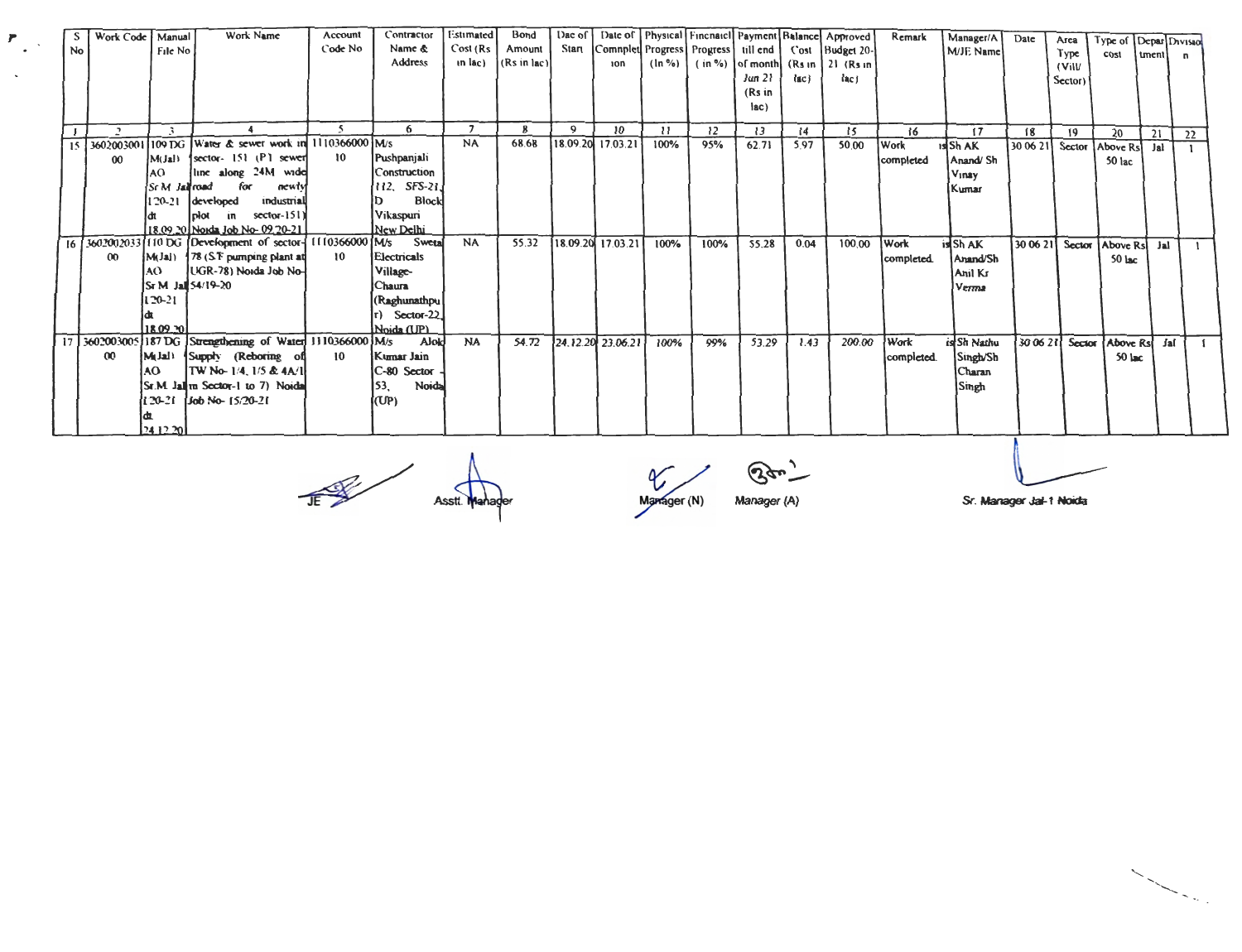| S No | Work Code | Manual File No | Work Name | Account Code No | Contractor Name & Address | Estimated Cost (Rs in lac) | Bond Amount (Rs in lac) | Dae of Start | Date of Comnpletion | Physical Progress (In %) | Fincnaicl Progress ( in %) | Payment till end of month Jun 21 (Rs in lac) | Balance Cost (Rs in lac) | Approved Budget 20-21 (Rs in lac) | Remark | Manager/AM/JE Name | Date | Area Type (Vill/ Sector) | Type of cost | Department | Division |
|---|---|---|---|---|---|---|---|---|---|---|---|---|---|---|---|---|---|---|---|---|---|
| 1 | 2 | 3 | 4 | 5 | 6 | 7 | 8 | 9 | 10 | 11 | 12 | 13 | 14 | 15 | 16 | 17 | 18 | 19 | 20 | 21 | 22 |
| 15 | 360200300100 | 109 DG M(Jal) AO Sr M Jal 120-21 dt 18.09.20 | Water & sewer work in sector- 151 (P1 sewer line along 24M wide road for newly developed industrial plot in sector-151) Noida Job No- 09/20-21 | 1110366000 10 | M/s Pushpanjali Construction 112, SFS-21, D Block Vikaspuri New Delhi | NA | 68.68 | 18.09.20 | 17.03.21 | 100% | 95% | 62.71 | 5.97 | 50.00 | Work is completed | Sh AK Anand/ Sh Vinay Kumar | 30 06 21 | Sector | Above Rs 50 lac | Jal | 1 |
| 16 | 360200203300 | 110 DG M(Jal) AO Sr M Jal 120-21 dt 18.09.20 | Development of sector-78 (S.F pumping plant at UGR-78) Noida Job No-54/19-20 | 1110366000 10 | M/s Sweta Electricals Village-Chaura (Raghunathpur) Sector-22, Noida (UP) | NA | 55.32 | 18.09.20 | 17.03.21 | 100% | 100% | 55.28 | 0.04 | 100.00 | Work is completed. | Sh AK Anand/Sh Anil Kr Verma | 30 06 21 | Sector | Above Rs 50 lac | Jal | 1 |
| 17 | 360200300500 | 187 DG M(Jal) AO Sr.M. Jal 120-21 dt 24.12.20 | Strengthening of Water Supply (Reboring of TW No- 1/4, 1/5 & 4A/1 in Sector-1 to 7) Noida Job No- 15/20-21 | 1110366000 10 | M/s Alok Kumar Jain C-80 Sector - 53, Noida (UP) | NA | 54.72 | 24.12.20 | 23.06.21 | 100% | 99% | 53.29 | 1.43 | 200.00 | Work is completed. | Sh Nathu Singh/Sh Charan Singh | 30 06 21 | Sector | Above Rs 50 lac | Jal | 1 |

JE | Asstt. Manager | Manager (N) | Manager (A) | Sr. Manager Jal-1 Noida